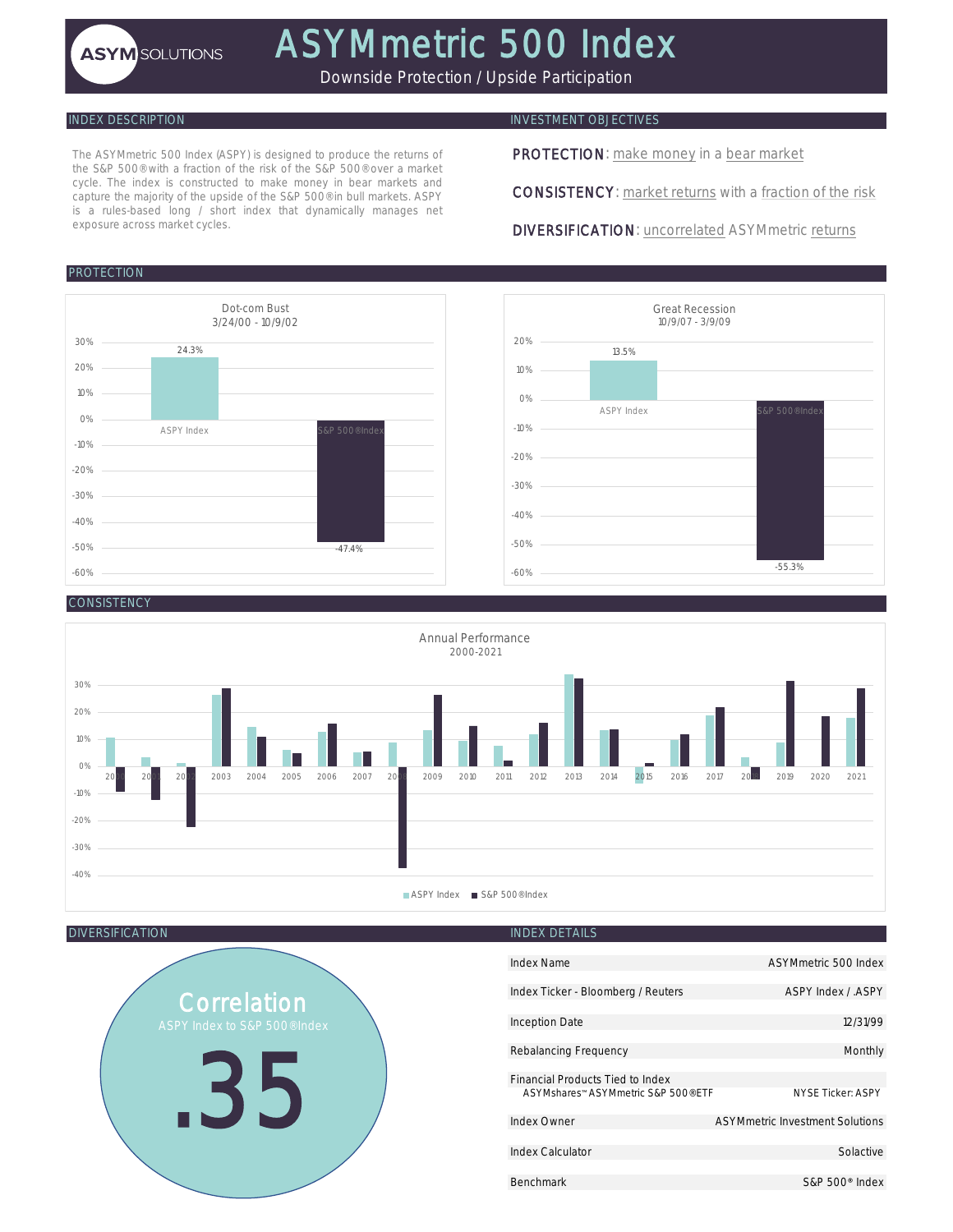# ASYMmetric 500 Index

ASYM SOLUTIONS

Downside Protection / Upside Participation

## INDEX DESCRIPTION

The ASYMmetric 500 Index (ASPY) is designed to produce the returns of the S&P 500® with a fraction of the risk of the S&P 500® over a market cycle. The index is constructed to make money in bear markets and capture the majority of the upside of the S&P 500® in bull markets. ASPY is a rules-based long / short index that dynamically manages net exposure across market cycles.

## INVESTMENT OBJECTIVES

**PROTECTION**: make money in a bear market

**CONSISTENCY**: market returns with a fraction of the risk

**DIVERSIFICATION**: uncorrelated ASYMmetric returns

## PROTECTION

**Dot-com Bust 3/24/00 - 10/9/02**

| | Return |
|---|---|
| ASPY Index | 24.3% |
| S&P 500® Index | -47.4% |

**Great Recession 10/9/07 - 3/9/09**

| | Return |
|---|---|
| ASPY Index | 13.5% |
| S&P 500® Index | -55.3% |

## CONSISTENCY

**Annual Performance 2000-2021**

(Bar chart: ASPY Index vs. S&P 500® Index, annual returns 2000–2021)

## DIVERSIFICATION

**Correlation**

ASPY Index to S&P 500® Index

**.35**

## INDEX DETAILS

| | |
|---|---|
| Index Name | ASYMmetric 500 Index |
| Index Ticker - Bloomberg / Reuters | ASPY Index / .ASPY |
| Inception Date | 12/31/99 |
| Rebalancing Frequency | Monthly |
| Financial Products Tied to Index<br>ASYMshares™ ASYMmetric S&P 500® ETF | NYSE Ticker: ASPY |
| Index Owner | ASYMmetric Investment Solutions |
| Index Calculator | Solactive |
| Benchmark | S&P 500® Index |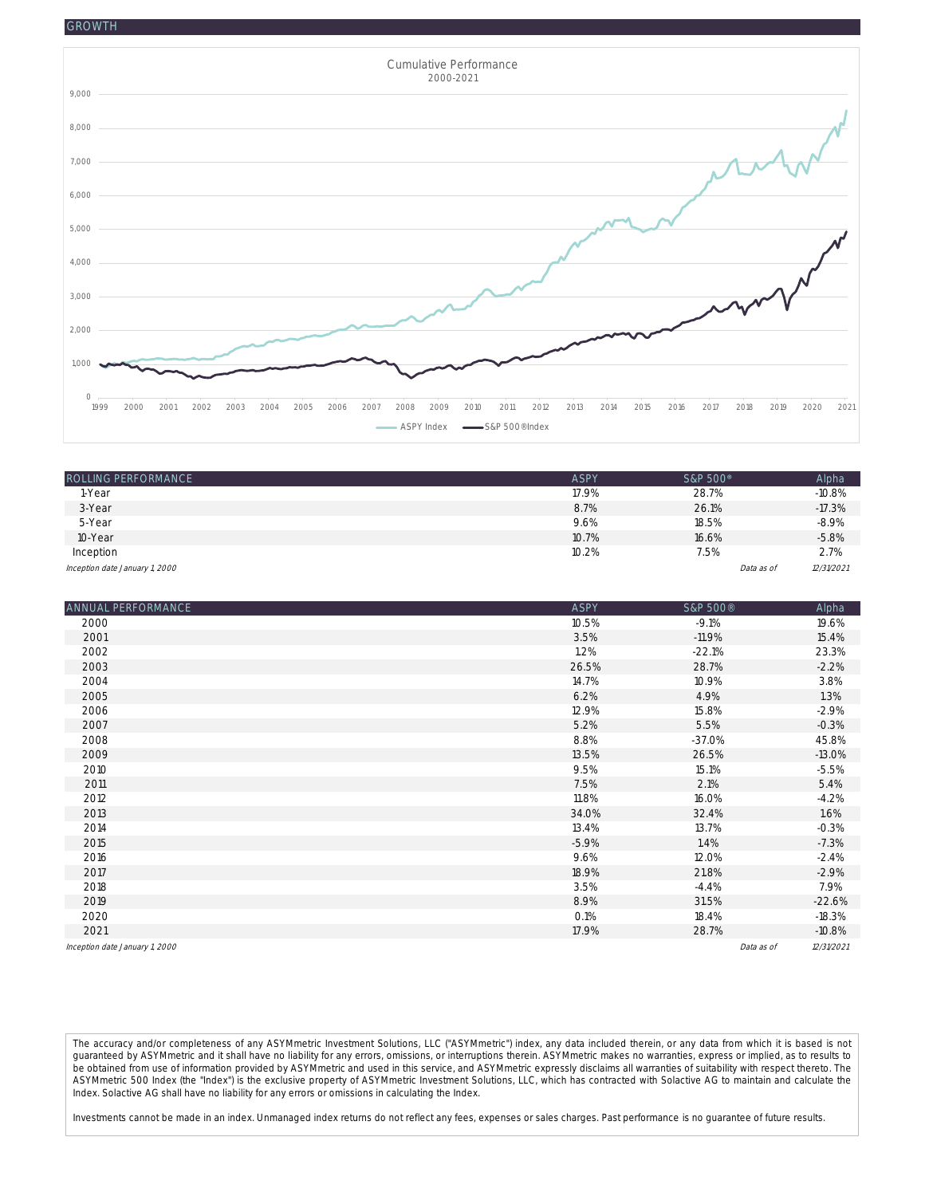GROWTH

Cumulative Performance
2000-2021

9,000
8,000
7,000
6,000
5,000
4,000
3,000
2,000
1,000
0

1999 2000 2001 2002 2003 2004 2005 2006 2007 2008 2009 2010 2011 2012 2013 2014 2015 2016 2017 2018 2019 2020 2021

ASPY Index
S&P 500®Index

| ROLLING PERFORMANCE | ASPY | S&P 500® | Alpha |
|---|---|---|---|
| 1-Year | 17.9% | 28.7% | -10.8% |
| 3-Year | 8.7% | 26.1% | -17.3% |
| 5-Year | 9.6% | 18.5% | -8.9% |
| 10-Year | 10.7% | 16.6% | -5.8% |
| Inception | 10.2% | 7.5% | 2.7% |

*Inception date January 1, 2000* *Data as of* *12/31/2021*

| ANNUAL PERFORMANCE | ASPY | S&P 500® | Alpha |
|---|---|---|---|
| 2000 | 10.5% | -9.1% | 19.6% |
| 2001 | 3.5% | -11.9% | 15.4% |
| 2002 | 1.2% | -22.1% | 23.3% |
| 2003 | 26.5% | 28.7% | -2.2% |
| 2004 | 14.7% | 10.9% | 3.8% |
| 2005 | 6.2% | 4.9% | 1.3% |
| 2006 | 12.9% | 15.8% | -2.9% |
| 2007 | 5.2% | 5.5% | -0.3% |
| 2008 | 8.8% | -37.0% | 45.8% |
| 2009 | 13.5% | 26.5% | -13.0% |
| 2010 | 9.5% | 15.1% | -5.5% |
| 2011 | 7.5% | 2.1% | 5.4% |
| 2012 | 11.8% | 16.0% | -4.2% |
| 2013 | 34.0% | 32.4% | 1.6% |
| 2014 | 13.4% | 13.7% | -0.3% |
| 2015 | -5.9% | 1.4% | -7.3% |
| 2016 | 9.6% | 12.0% | -2.4% |
| 2017 | 18.9% | 21.8% | -2.9% |
| 2018 | 3.5% | -4.4% | 7.9% |
| 2019 | 8.9% | 31.5% | -22.6% |
| 2020 | 0.1% | 18.4% | -18.3% |
| 2021 | 17.9% | 28.7% | -10.8% |

*Inception date January 1, 2000* *Data as of* *12/31/2021*

The accuracy and/or completeness of any ASYMmetric Investment Solutions, LLC ("ASYMmetric") index, any data included therein, or any data from which it is based is not guaranteed by ASYMmetric and it shall have no liability for any errors, omissions, or interruptions therein. ASYMmetric makes no warranties, express or implied, as to results to be obtained from use of information provided by ASYMmetric and used in this service, and ASYMmetric expressly disclaims all warranties of suitability with respect thereto. The ASYMmetric 500 Index (the "Index") is the exclusive property of ASYMmetric Investment Solutions, LLC, which has contracted with Solactive AG to maintain and calculate the Index. Solactive AG shall have no liability for any errors or omissions in calculating the Index.

Investments cannot be made in an index. Unmanaged index returns do not reflect any fees, expenses or sales charges. Past performance is no guarantee of future results.